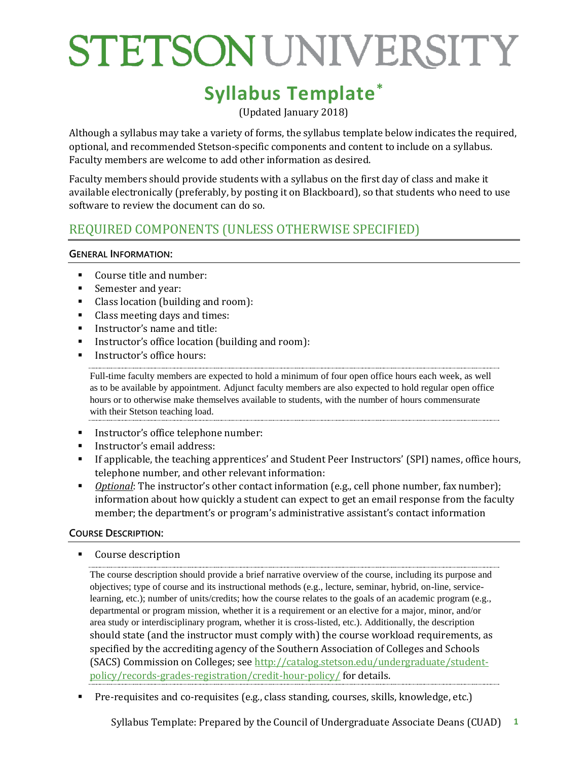# STETSON UNIVERSITY

## Syllabus Template*

(Updated January 2018)

Although a syllabus may take a variety of forms, the syllabus template below indicates the required, optional, and recommended Stetson-specific components and content to include on a syllabus. Faculty members are welcome to add other information as desired.

Faculty members should provide students with a syllabus on the first day of class and make it available electronically (preferably, by posting it on Blackboard), so that students who need to use software to review the document can do so.

## REQUIRED COMPONENTS (UNLESS OTHERWISE SPECIFIED)

### GENERAL INFORMATION:

- Course title and number:
- Semester and year:
- Class location (building and room):
- Class meeting days and times:
- Instructor's name and title:
- Instructor's office location (building and room):
- Instructor's office hours:

> Full-time faculty members are expected to hold a minimum of four open office hours each week, as well as to be available by appointment. Adjunct faculty members are also expected to hold regular open office hours or to otherwise make themselves available to students, with the number of hours commensurate with their Stetson teaching load.

- Instructor's office telephone number:
- Instructor's email address:
- If applicable, the teaching apprentices' and Student Peer Instructors' (SPI) names, office hours, telephone number, and other relevant information:
- *Optional*: The instructor's other contact information (e.g., cell phone number, fax number); information about how quickly a student can expect to get an email response from the faculty member; the department's or program's administrative assistant's contact information

### COURSE DESCRIPTION:

- Course description

> The course description should provide a brief narrative overview of the course, including its purpose and objectives; type of course and its instructional methods (e.g., lecture, seminar, hybrid, on-line, service-learning, etc.); number of units/credits; how the course relates to the goals of an academic program (e.g., departmental or program mission, whether it is a requirement or an elective for a major, minor, and/or area study or interdisciplinary program, whether it is cross-listed, etc.). Additionally, the description should state (and the instructor must comply with) the course workload requirements, as specified by the accrediting agency of the Southern Association of Colleges and Schools (SACS) Commission on Colleges; see http://catalog.stetson.edu/undergraduate/student-policy/records-grades-registration/credit-hour-policy/ for details.

- Pre-requisites and co-requisites (e.g., class standing, courses, skills, knowledge, etc.)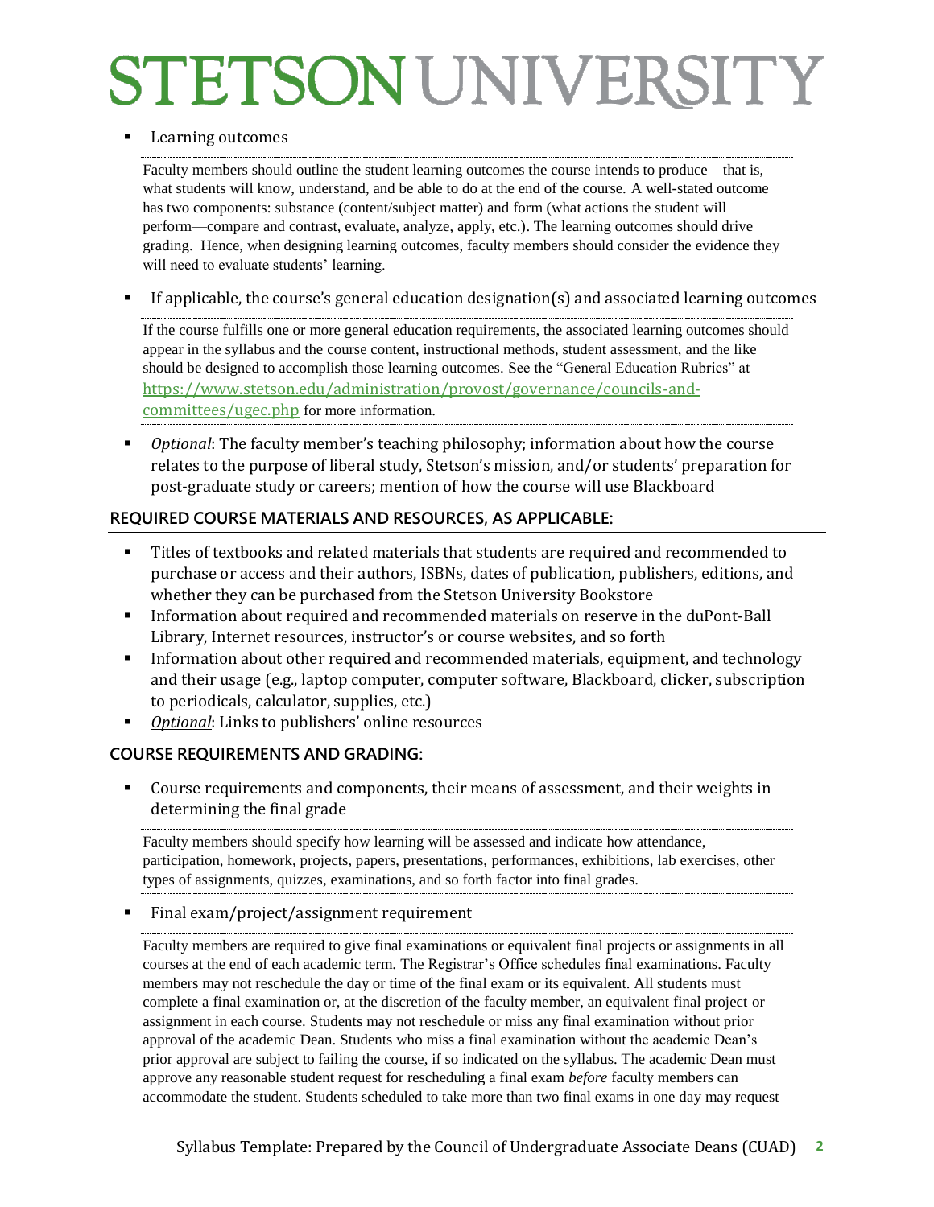- Learning outcomes

  Faculty members should outline the student learning outcomes the course intends to produce—that is, what students will know, understand, and be able to do at the end of the course. A well-stated outcome has two components: substance (content/subject matter) and form (what actions the student will perform—compare and contrast, evaluate, analyze, apply, etc.). The learning outcomes should drive grading. Hence, when designing learning outcomes, faculty members should consider the evidence they will need to evaluate students' learning.

- If applicable, the course's general education designation(s) and associated learning outcomes

  If the course fulfills one or more general education requirements, the associated learning outcomes should appear in the syllabus and the course content, instructional methods, student assessment, and the like should be designed to accomplish those learning outcomes. See the "General Education Rubrics" at https://www.stetson.edu/administration/provost/governance/councils-and-committees/ugec.php for more information.

- *Optional*: The faculty member's teaching philosophy; information about how the course relates to the purpose of liberal study, Stetson's mission, and/or students' preparation for post-graduate study or careers; mention of how the course will use Blackboard

## REQUIRED COURSE MATERIALS AND RESOURCES, AS APPLICABLE:

- Titles of textbooks and related materials that students are required and recommended to purchase or access and their authors, ISBNs, dates of publication, publishers, editions, and whether they can be purchased from the Stetson University Bookstore
- Information about required and recommended materials on reserve in the duPont-Ball Library, Internet resources, instructor's or course websites, and so forth
- Information about other required and recommended materials, equipment, and technology and their usage (e.g., laptop computer, computer software, Blackboard, clicker, subscription to periodicals, calculator, supplies, etc.)
- *Optional*: Links to publishers' online resources

## COURSE REQUIREMENTS AND GRADING:

- Course requirements and components, their means of assessment, and their weights in determining the final grade

  Faculty members should specify how learning will be assessed and indicate how attendance, participation, homework, projects, papers, presentations, performances, exhibitions, lab exercises, other types of assignments, quizzes, examinations, and so forth factor into final grades.

- Final exam/project/assignment requirement

  Faculty members are required to give final examinations or equivalent final projects or assignments in all courses at the end of each academic term. The Registrar's Office schedules final examinations. Faculty members may not reschedule the day or time of the final exam or its equivalent. All students must complete a final examination or, at the discretion of the faculty member, an equivalent final project or assignment in each course. Students may not reschedule or miss any final examination without prior approval of the academic Dean. Students who miss a final examination without the academic Dean's prior approval are subject to failing the course, if so indicated on the syllabus. The academic Dean must approve any reasonable student request for rescheduling a final exam *before* faculty members can accommodate the student. Students scheduled to take more than two final exams in one day may request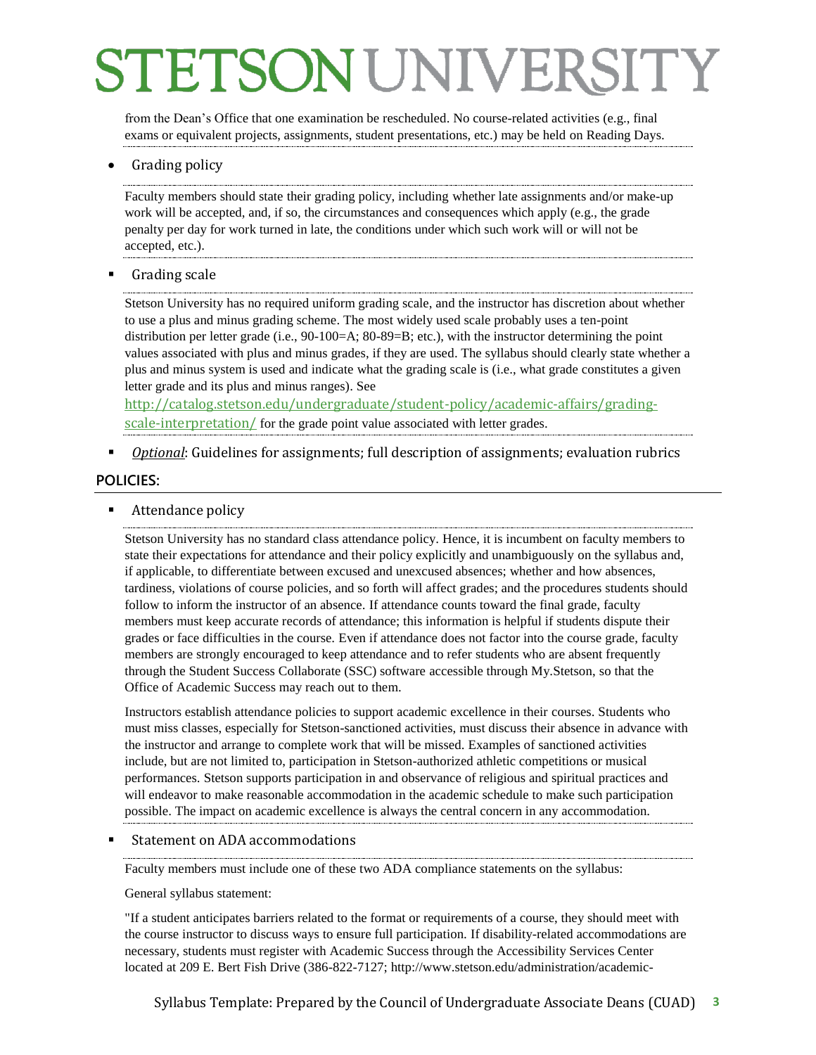from the Dean's Office that one examination be rescheduled. No course-related activities (e.g., final exams or equivalent projects, assignments, student presentations, etc.) may be held on Reading Days.

- Grading policy

Faculty members should state their grading policy, including whether late assignments and/or make-up work will be accepted, and, if so, the circumstances and consequences which apply (e.g., the grade penalty per day for work turned in late, the conditions under which such work will or will not be accepted, etc.).

- Grading scale

Stetson University has no required uniform grading scale, and the instructor has discretion about whether to use a plus and minus grading scheme. The most widely used scale probably uses a ten-point distribution per letter grade (i.e., 90-100=A; 80-89=B; etc.), with the instructor determining the point values associated with plus and minus grades, if they are used. The syllabus should clearly state whether a plus and minus system is used and indicate what the grading scale is (i.e., what grade constitutes a given letter grade and its plus and minus ranges). See [http://catalog.stetson.edu/undergraduate/student-policy/academic-affairs/grading-scale-interpretation/](http://catalog.stetson.edu/undergraduate/student-policy/academic-affairs/grading-scale-interpretation/) for the grade point value associated with letter grades.

- *Optional*: Guidelines for assignments; full description of assignments; evaluation rubrics

## POLICIES:

- Attendance policy

Stetson University has no standard class attendance policy. Hence, it is incumbent on faculty members to state their expectations for attendance and their policy explicitly and unambiguously on the syllabus and, if applicable, to differentiate between excused and unexcused absences; whether and how absences, tardiness, violations of course policies, and so forth will affect grades; and the procedures students should follow to inform the instructor of an absence. If attendance counts toward the final grade, faculty members must keep accurate records of attendance; this information is helpful if students dispute their grades or face difficulties in the course. Even if attendance does not factor into the course grade, faculty members are strongly encouraged to keep attendance and to refer students who are absent frequently through the Student Success Collaborate (SSC) software accessible through My.Stetson, so that the Office of Academic Success may reach out to them.

Instructors establish attendance policies to support academic excellence in their courses. Students who must miss classes, especially for Stetson-sanctioned activities, must discuss their absence in advance with the instructor and arrange to complete work that will be missed. Examples of sanctioned activities include, but are not limited to, participation in Stetson-authorized athletic competitions or musical performances. Stetson supports participation in and observance of religious and spiritual practices and will endeavor to make reasonable accommodation in the academic schedule to make such participation possible. The impact on academic excellence is always the central concern in any accommodation.

- Statement on ADA accommodations

Faculty members must include one of these two ADA compliance statements on the syllabus:

General syllabus statement:

"If a student anticipates barriers related to the format or requirements of a course, they should meet with the course instructor to discuss ways to ensure full participation. If disability-related accommodations are necessary, students must register with Academic Success through the Accessibility Services Center located at 209 E. Bert Fish Drive (386-822-7127; http://www.stetson.edu/administration/academic-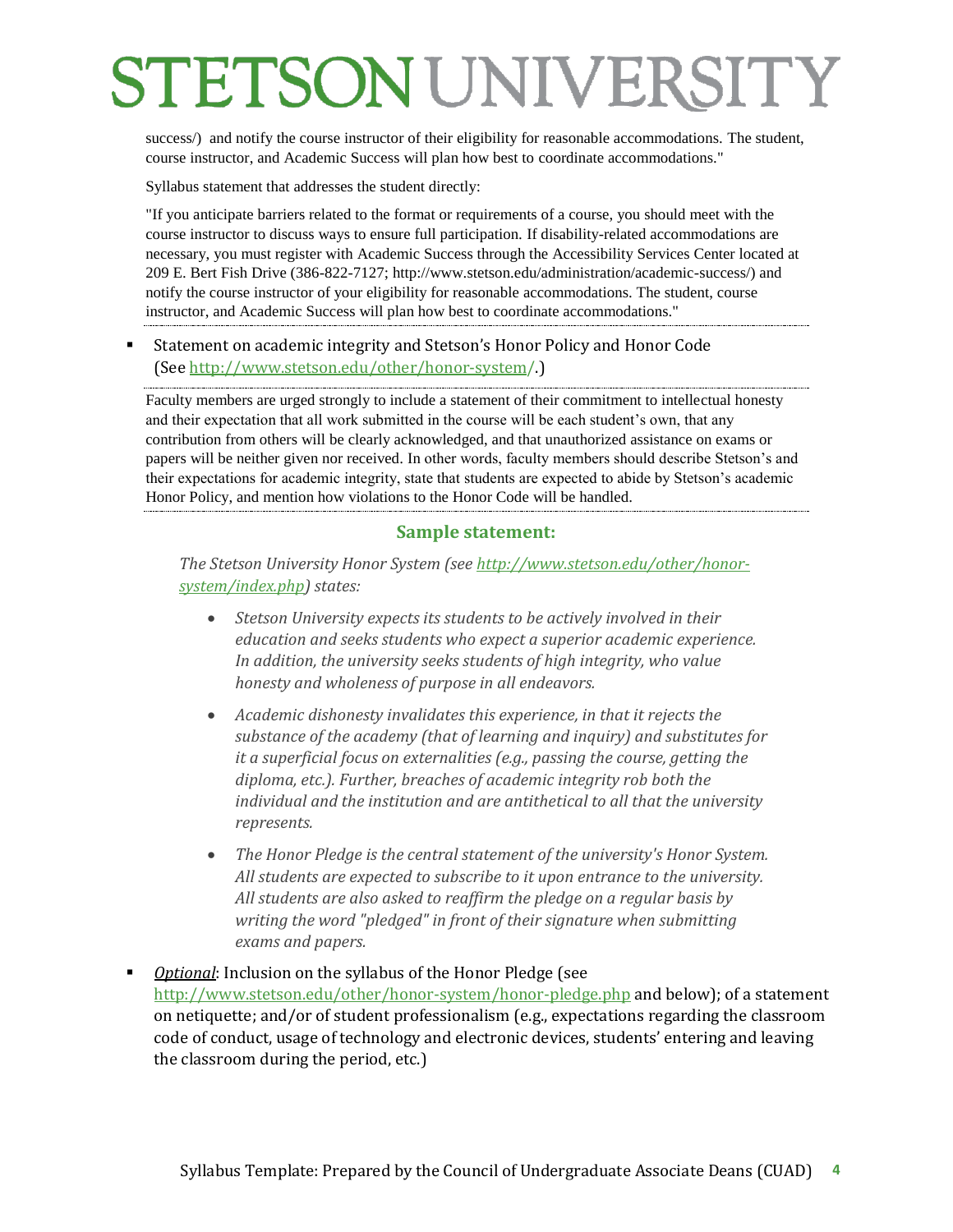success/) and notify the course instructor of their eligibility for reasonable accommodations. The student, course instructor, and Academic Success will plan how best to coordinate accommodations."

Syllabus statement that addresses the student directly:

"If you anticipate barriers related to the format or requirements of a course, you should meet with the course instructor to discuss ways to ensure full participation. If disability-related accommodations are necessary, you must register with Academic Success through the Accessibility Services Center located at 209 E. Bert Fish Drive (386-822-7127; http://www.stetson.edu/administration/academic-success/) and notify the course instructor of your eligibility for reasonable accommodations. The student, course instructor, and Academic Success will plan how best to coordinate accommodations."

- Statement on academic integrity and Stetson's Honor Policy and Honor Code (See http://www.stetson.edu/other/honor-system/.)

Faculty members are urged strongly to include a statement of their commitment to intellectual honesty and their expectation that all work submitted in the course will be each student's own, that any contribution from others will be clearly acknowledged, and that unauthorized assistance on exams or papers will be neither given nor received. In other words, faculty members should describe Stetson's and their expectations for academic integrity, state that students are expected to abide by Stetson's academic Honor Policy, and mention how violations to the Honor Code will be handled.

### Sample statement:

*The Stetson University Honor System (see http://www.stetson.edu/other/honor-system/index.php) states:*

- *Stetson University expects its students to be actively involved in their education and seeks students who expect a superior academic experience. In addition, the university seeks students of high integrity, who value honesty and wholeness of purpose in all endeavors.*
- *Academic dishonesty invalidates this experience, in that it rejects the substance of the academy (that of learning and inquiry) and substitutes for it a superficial focus on externalities (e.g., passing the course, getting the diploma, etc.). Further, breaches of academic integrity rob both the individual and the institution and are antithetical to all that the university represents.*
- *The Honor Pledge is the central statement of the university's Honor System. All students are expected to subscribe to it upon entrance to the university. All students are also asked to reaffirm the pledge on a regular basis by writing the word "pledged" in front of their signature when submitting exams and papers.*

- *Optional*: Inclusion on the syllabus of the Honor Pledge (see http://www.stetson.edu/other/honor-system/honor-pledge.php and below); of a statement on netiquette; and/or of student professionalism (e.g., expectations regarding the classroom code of conduct, usage of technology and electronic devices, students' entering and leaving the classroom during the period, etc.)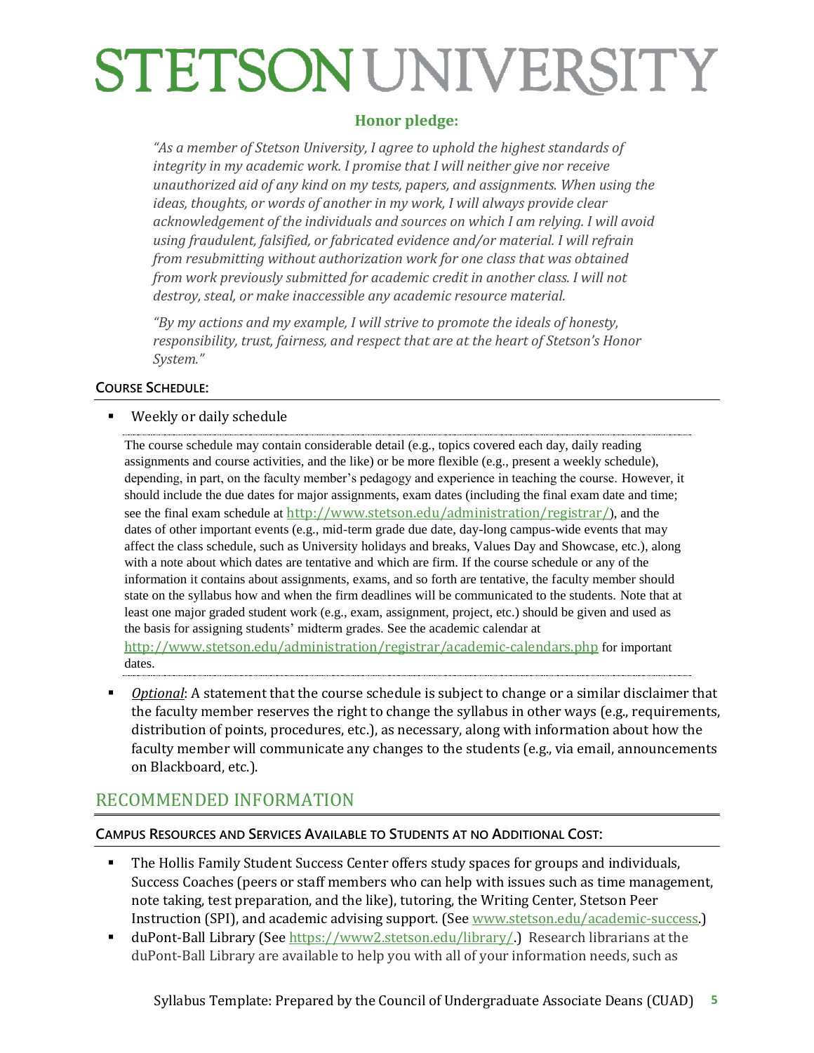### Honor pledge:

*"As a member of Stetson University, I agree to uphold the highest standards of integrity in my academic work. I promise that I will neither give nor receive unauthorized aid of any kind on my tests, papers, and assignments. When using the ideas, thoughts, or words of another in my work, I will always provide clear acknowledgement of the individuals and sources on which I am relying. I will avoid using fraudulent, falsified, or fabricated evidence and/or material. I will refrain from resubmitting without authorization work for one class that was obtained from work previously submitted for academic credit in another class. I will not destroy, steal, or make inaccessible any academic resource material.*

*"By my actions and my example, I will strive to promote the ideals of honesty, responsibility, trust, fairness, and respect that are at the heart of Stetson's Honor System."*

**COURSE SCHEDULE:**

- Weekly or daily schedule

The course schedule may contain considerable detail (e.g., topics covered each day, daily reading assignments and course activities, and the like) or be more flexible (e.g., present a weekly schedule), depending, in part, on the faculty member's pedagogy and experience in teaching the course. However, it should include the due dates for major assignments, exam dates (including the final exam date and time; see the final exam schedule at http://www.stetson.edu/administration/registrar/), and the dates of other important events (e.g., mid-term grade due date, day-long campus-wide events that may affect the class schedule, such as University holidays and breaks, Values Day and Showcase, etc.), along with a note about which dates are tentative and which are firm. If the course schedule or any of the information it contains about assignments, exams, and so forth are tentative, the faculty member should state on the syllabus how and when the firm deadlines will be communicated to the students. Note that at least one major graded student work (e.g., exam, assignment, project, etc.) should be given and used as the basis for assigning students' midterm grades. See the academic calendar at http://www.stetson.edu/administration/registrar/academic-calendars.php for important dates.

- *Optional*: A statement that the course schedule is subject to change or a similar disclaimer that the faculty member reserves the right to change the syllabus in other ways (e.g., requirements, distribution of points, procedures, etc.), as necessary, along with information about how the faculty member will communicate any changes to the students (e.g., via email, announcements on Blackboard, etc.).

## RECOMMENDED INFORMATION

**CAMPUS RESOURCES AND SERVICES AVAILABLE TO STUDENTS AT NO ADDITIONAL COST:**

- The Hollis Family Student Success Center offers study spaces for groups and individuals, Success Coaches (peers or staff members who can help with issues such as time management, note taking, test preparation, and the like), tutoring, the Writing Center, Stetson Peer Instruction (SPI), and academic advising support. (See www.stetson.edu/academic-success.)
- duPont-Ball Library (See https://www2.stetson.edu/library/.) Research librarians at the duPont-Ball Library are available to help you with all of your information needs, such as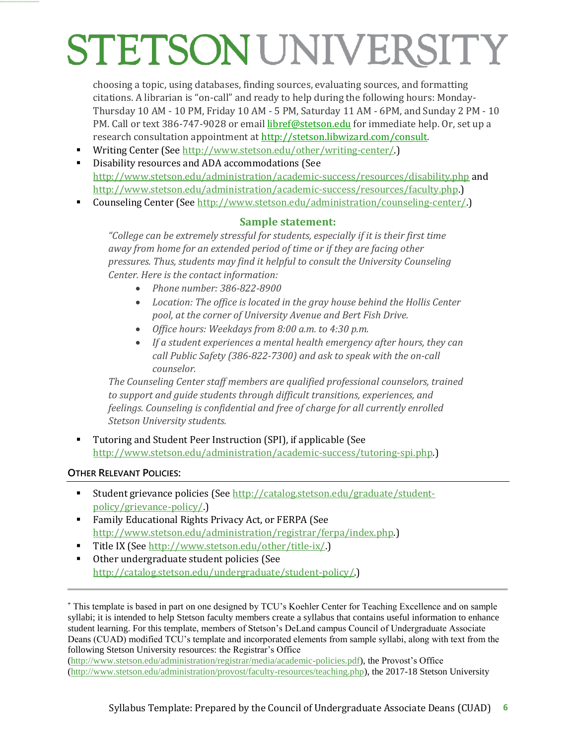choosing a topic, using databases, finding sources, evaluating sources, and formatting citations. A librarian is "on-call" and ready to help during the following hours: Monday-Thursday 10 AM - 10 PM, Friday 10 AM - 5 PM, Saturday 11 AM - 6PM, and Sunday 2 PM - 10 PM. Call or text 386-747-9028 or email libref@stetson.edu for immediate help. Or, set up a research consultation appointment at http://stetson.libwizard.com/consult.

- Writing Center (See http://www.stetson.edu/other/writing-center/.)
- Disability resources and ADA accommodations (See http://www.stetson.edu/administration/academic-success/resources/disability.php and http://www.stetson.edu/administration/academic-success/resources/faculty.php.)
- Counseling Center (See http://www.stetson.edu/administration/counseling-center/.)

**Sample statement:**

*"College can be extremely stressful for students, especially if it is their first time away from home for an extended period of time or if they are facing other pressures. Thus, students may find it helpful to consult the University Counseling Center. Here is the contact information:*

- *Phone number: 386-822-8900*
- *Location: The office is located in the gray house behind the Hollis Center pool, at the corner of University Avenue and Bert Fish Drive.*
- *Office hours: Weekdays from 8:00 a.m. to 4:30 p.m.*
- *If a student experiences a mental health emergency after hours, they can call Public Safety (386-822-7300) and ask to speak with the on-call counselor.*

*The Counseling Center staff members are qualified professional counselors, trained to support and guide students through difficult transitions, experiences, and feelings. Counseling is confidential and free of charge for all currently enrolled Stetson University students.*

- Tutoring and Student Peer Instruction (SPI), if applicable (See http://www.stetson.edu/administration/academic-success/tutoring-spi.php.)

**OTHER RELEVANT POLICIES:**

- Student grievance policies (See http://catalog.stetson.edu/graduate/student-policy/grievance-policy/.)
- Family Educational Rights Privacy Act, or FERPA (See http://www.stetson.edu/administration/registrar/ferpa/index.php.)
- Title IX (See http://www.stetson.edu/other/title-ix/.)
- Other undergraduate student policies (See http://catalog.stetson.edu/undergraduate/student-policy/.)

---

[*] This template is based in part on one designed by TCU's Koehler Center for Teaching Excellence and on sample syllabi; it is intended to help Stetson faculty members create a syllabus that contains useful information to enhance student learning. For this template, members of Stetson's DeLand campus Council of Undergraduate Associate Deans (CUAD) modified TCU's template and incorporated elements from sample syllabi, along with text from the following Stetson University resources: the Registrar's Office (http://www.stetson.edu/administration/registrar/media/academic-policies.pdf), the Provost's Office (http://www.stetson.edu/administration/provost/faculty-resources/teaching.php), the 2017-18 Stetson University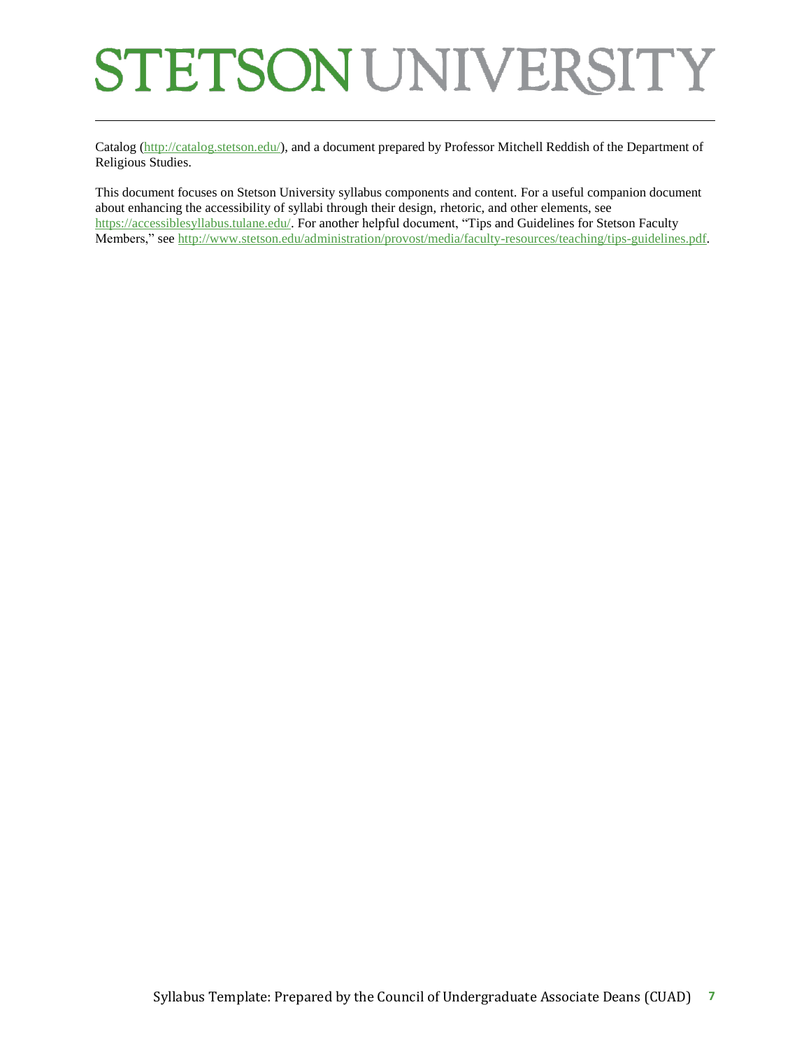Catalog (http://catalog.stetson.edu/), and a document prepared by Professor Mitchell Reddish of the Department of Religious Studies.

This document focuses on Stetson University syllabus components and content. For a useful companion document about enhancing the accessibility of syllabi through their design, rhetoric, and other elements, see https://accessiblesyllabus.tulane.edu/. For another helpful document, "Tips and Guidelines for Stetson Faculty Members," see http://www.stetson.edu/administration/provost/media/faculty-resources/teaching/tips-guidelines.pdf.